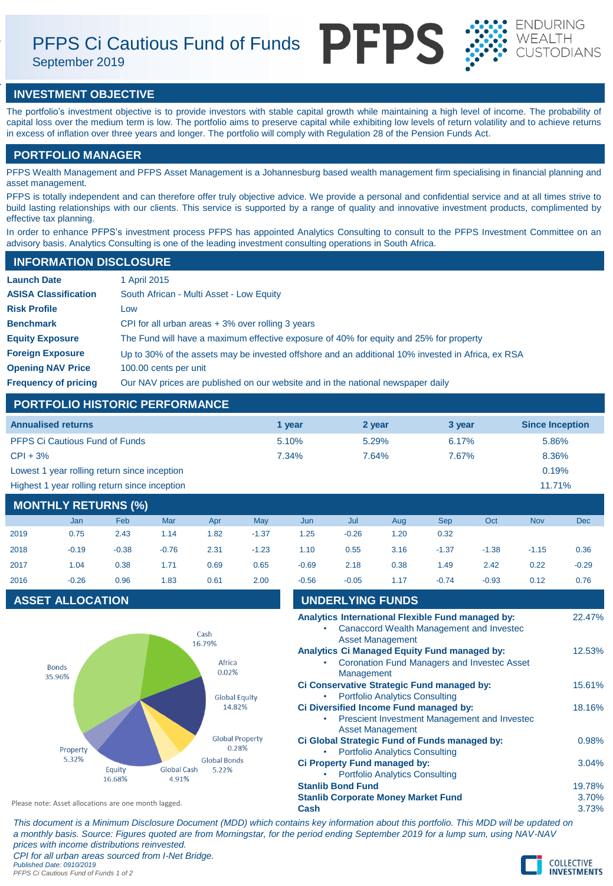# PFPS Ci Cautious Fund of Funds

September 2019

PFPS ENDURING WEALTH CUSTODIANS

## INVESTMENT OBJECTIVE

The portfolio's investment objective is to provide investors with stable capital growth while maintaining a high level of income. The probability of capital loss over the medium term is low. The portfolio aims to preserve capital while exhibiting low levels of return volatility and to achieve returns in excess of inflation over three years and longer. The portfolio will comply with Regulation 28 of the Pension Funds Act.

## PORTFOLIO MANAGER

PFPS Wealth Management and PFPS Asset Management is a Johannesburg based wealth management firm specialising in financial planning and asset management.

PFPS is totally independent and can therefore offer truly objective advice. We provide a personal and confidential service and at all times strive to build lasting relationships with our clients. This service is supported by a range of quality and innovative investment products, complimented by effective tax planning.

In order to enhance PFPS's investment process PFPS has appointed Analytics Consulting to consult to the PFPS Investment Committee on an advisory basis. Analytics Consulting is one of the leading investment consulting operations in South Africa.

## INFORMATION DISCLOSURE

| | |
|---|---|
| **Launch Date** | 1 April 2015 |
| **ASISA Classification** | South African - Multi Asset - Low Equity |
| **Risk Profile** | Low |
| **Benchmark** | CPI for all urban areas + 3% over rolling 3 years |
| **Equity Exposure** | The Fund will have a maximum effective exposure of 40% for equity and 25% for property |
| **Foreign Exposure** | Up to 30% of the assets may be invested offshore and an additional 10% invested in Africa, ex RSA |
| **Opening NAV Price** | 100.00 cents per unit |
| **Frequency of pricing** | Our NAV prices are published on our website and in the national newspaper daily |

## PORTFOLIO HISTORIC PERFORMANCE

| Annualised returns | 1 year | 2 year | 3 year | Since Inception |
|---|---|---|---|---|
| PFPS Ci Cautious Fund of Funds | 5.10% | 5.29% | 6.17% | 5.86% |
| CPI + 3% | 7.34% | 7.64% | 7.67% | 8.36% |
| Lowest 1 year rolling return since inception | | | | 0.19% |
| Highest 1 year rolling return since inception | | | | 11.71% |

## MONTHLY RETURNS (%)

| | Jan | Feb | Mar | Apr | May | Jun | Jul | Aug | Sep | Oct | Nov | Dec |
|---|---|---|---|---|---|---|---|---|---|---|---|---|
| 2019 | 0.75 | 2.43 | 1.14 | 1.82 | -1.37 | 1.25 | -0.26 | 1.20 | 0.32 | | | |
| 2018 | -0.19 | -0.38 | -0.76 | 2.31 | -1.23 | 1.10 | 0.55 | 3.16 | -1.37 | -1.38 | -1.15 | 0.36 |
| 2017 | 1.04 | 0.38 | 1.71 | 0.69 | 0.65 | -0.69 | 2.18 | 0.38 | 1.49 | 2.42 | 0.22 | -0.29 |
| 2016 | -0.26 | 0.96 | 1.83 | 0.61 | 2.00 | -0.56 | -0.05 | 1.17 | -0.74 | -0.93 | 0.12 | 0.76 |

## ASSET ALLOCATION

| Asset | Allocation |
|---|---|
| Cash | 16.79% |
| Africa | 0.02% |
| Global Equity | 14.82% |
| Global Property | 0.28% |
| Global Bonds | 5.22% |
| Global Cash | 4.91% |
| Equity | 16.68% |
| Property | 5.32% |
| Bonds | 35.96% |

Please note: Asset allocations are one month lagged.

## UNDERLYING FUNDS

| Fund | Weight |
|---|---|
| **Analytics International Flexible Fund managed by:** Canaccord Wealth Management and Investec Asset Management | 22.47% |
| **Analytics Ci Managed Equity Fund managed by:** Coronation Fund Managers and Investec Asset Management | 12.53% |
| **Ci Conservative Strategic Fund managed by:** Portfolio Analytics Consulting | 15.61% |
| **Ci Diversified Income Fund managed by:** Prescient Investment Management and Investec Asset Management | 18.16% |
| **Ci Global Strategic Fund of Funds managed by:** Portfolio Analytics Consulting | 0.98% |
| **Ci Property Fund managed by:** Portfolio Analytics Consulting | 3.04% |
| **Stanlib Bond Fund** | 19.78% |
| **Stanlib Corporate Money Market Fund** | 3.70% |
| **Cash** | 3.73% |

*This document is a Minimum Disclosure Document (MDD) which contains key information about this portfolio. This MDD will be updated on a monthly basis. Source: Figures quoted are from Morningstar, for the period ending September 2019 for a lump sum, using NAV-NAV prices with income distributions reinvested.*

*CPI for all urban areas sourced from I-Net Bridge.*

*Published Date: 0910/2019*

COLLECTIVE INVESTMENTS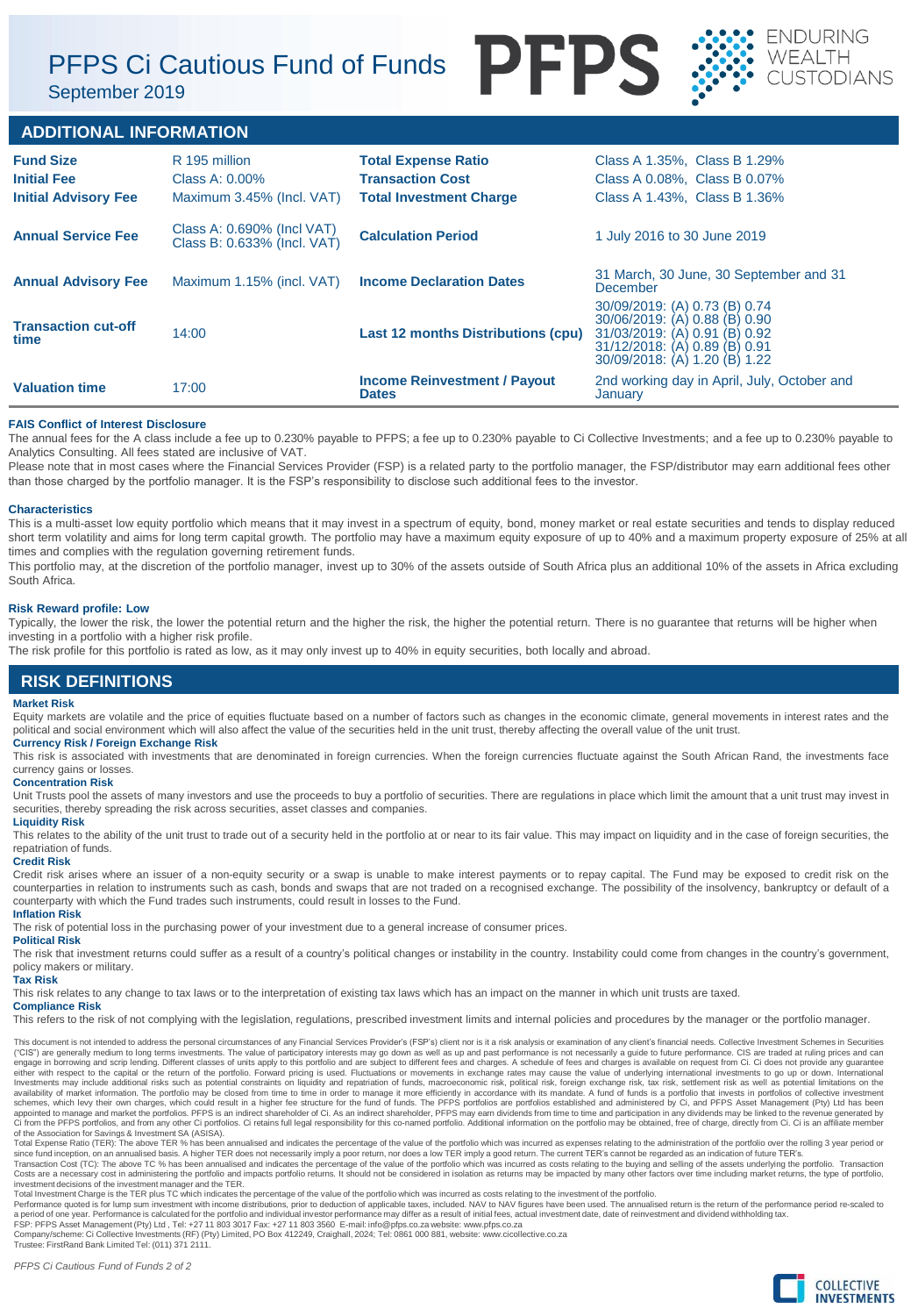# PFPS Ci Cautious Fund of Funds

September 2019

PFPS ENDURING WEALTH CUSTODIANS

## ADDITIONAL INFORMATION

| | | | |
|---|---|---|---|
| **Fund Size** | R 195 million | **Total Expense Ratio** | Class A 1.35%, Class B 1.29% |
| **Initial Fee** | Class A: 0.00% | **Transaction Cost** | Class A 0.08%, Class B 0.07% |
| **Initial Advisory Fee** | Maximum 3.45% (Incl. VAT) | **Total Investment Charge** | Class A 1.43%, Class B 1.36% |
| **Annual Service Fee** | Class A: 0.690% (Incl VAT) Class B: 0.633% (Incl. VAT) | **Calculation Period** | 1 July 2016 to 30 June 2019 |
| **Annual Advisory Fee** | Maximum 1.15% (incl. VAT) | **Income Declaration Dates** | 31 March, 30 June, 30 September and 31 December |
| **Transaction cut-off time** | 14:00 | **Last 12 months Distributions (cpu)** | 30/09/2019: (A) 0.73 (B) 0.74<br>30/06/2019: (A) 0.88 (B) 0.90<br>31/03/2019: (A) 0.91 (B) 0.92<br>31/12/2018: (A) 0.89 (B) 0.91<br>30/09/2018: (A) 1.20 (B) 1.22 |
| **Valuation time** | 17:00 | **Income Reinvestment / Payout Dates** | 2nd working day in April, July, October and January |

**FAIS Conflict of Interest Disclosure**

The annual fees for the A class include a fee up to 0.230% payable to PFPS; a fee up to 0.230% payable to Ci Collective Investments; and a fee up to 0.230% payable to Analytics Consulting. All fees stated are inclusive of VAT.

Please note that in most cases where the Financial Services Provider (FSP) is a related party to the portfolio manager, the FSP/distributor may earn additional fees other than those charged by the portfolio manager. It is the FSP's responsibility to disclose such additional fees to the investor.

**Characteristics**

This is a multi-asset low equity portfolio which means that it may invest in a spectrum of equity, bond, money market or real estate securities and tends to display reduced short term volatility and aims for long term capital growth. The portfolio may have a maximum equity exposure of up to 40% and a maximum property exposure of 25% at all times and complies with the regulation governing retirement funds.

This portfolio may, at the discretion of the portfolio manager, invest up to 30% of the assets outside of South Africa plus an additional 10% of the assets in Africa excluding South Africa.

**Risk Reward profile: Low**

Typically, the lower the risk, the lower the potential return and the higher the risk, the higher the potential return. There is no guarantee that returns will be higher when investing in a portfolio with a higher risk profile.

The risk profile for this portfolio is rated as low, as it may only invest up to 40% in equity securities, both locally and abroad.

## RISK DEFINITIONS

**Market Risk**

Equity markets are volatile and the price of equities fluctuate based on a number of factors such as changes in the economic climate, general movements in interest rates and the political and social environment which will also affect the value of the securities held in the unit trust, thereby affecting the overall value of the unit trust.

**Currency Risk / Foreign Exchange Risk**

This risk is associated with investments that are denominated in foreign currencies. When the foreign currencies fluctuate against the South African Rand, the investments face currency gains or losses.

**Concentration Risk**

Unit Trusts pool the assets of many investors and use the proceeds to buy a portfolio of securities. There are regulations in place which limit the amount that a unit trust may invest in securities, thereby spreading the risk across securities, asset classes and companies.

**Liquidity Risk**

This relates to the ability of the unit trust to trade out of a security held in the portfolio at or near to its fair value. This may impact on liquidity and in the case of foreign securities, the repatriation of funds.

**Credit Risk**

Credit risk arises where an issuer of a non-equity security or a swap is unable to make interest payments or to repay capital. The Fund may be exposed to credit risk on the counterparties in relation to instruments such as cash, bonds and swaps that are not traded on a recognised exchange. The possibility of the insolvency, bankruptcy or default of a counterparty with which the Fund trades such instruments, could result in losses to the Fund.

**Inflation Risk**

The risk of potential loss in the purchasing power of your investment due to a general increase of consumer prices.

**Political Risk**

The risk that investment returns could suffer as a result of a country's political changes or instability in the country. Instability could come from changes in the country's government, policy makers or military.

**Tax Risk**

This risk relates to any change to tax laws or to the interpretation of existing tax laws which has an impact on the manner in which unit trusts are taxed.

**Compliance Risk**

This refers to the risk of not complying with the legislation, regulations, prescribed investment limits and internal policies and procedures by the manager or the portfolio manager.

This document is not intended to address the personal circumstances of any Financial Services Provider's (FSP's) client nor is it a risk analysis or examination of any client's financial needs. Collective Investment Schemes in Securities ("CIS") are generally medium to long terms investments. The value of participatory interests may go down as well as up and past performance is not necessarily a guide to future performance. CIS are traded at ruling prices and can engage in borrowing and scrip lending. Different classes of units apply to this portfolio and are subject to different fees and charges. A schedule of fees and charges is available on request from Ci. Ci does not provide any guarantee either with respect to the capital or the return of the portfolio. Forward pricing is used. Fluctuations or movements in exchange rates may cause the value of underlying international investments to go up or down. International Investments may include additional risks such as potential constraints on liquidity and repatriation of funds, macroeconomic risk, political risk, foreign exchange risk, tax risk, settlement risk as well as potential limitations on the availability of market information. The portfolio may be closed from time to time in order to manage it more efficiently in accordance with its mandate. A fund of funds is a portfolio that invests in portfolios of collective investment schemes, which levy their own charges, which could result in a higher fee structure for the fund of funds. The PFPS portfolios are portfolios established and administered by Ci, and PFPS Asset Management (Pty) Ltd has been appointed to manage and market the portfolios. PFPS is an indirect shareholder of Ci. As an indirect shareholder, PFPS may earn dividends from time to time and participation in any dividends may be linked to the revenue generated by Ci from the PFPS portfolios, and from any other Ci portfolios. Ci retains full legal responsibility for this co-named portfolio. Additional information on the portfolio may be obtained, free of charge, directly from Ci. Ci is an affiliate member of the Association for Savings & Investment SA (ASISA).

Total Expense Ratio (TER): The above TER % has been annualised and indicates the percentage of the value of the portfolio which was incurred as expenses relating to the administration of the portfolio over the rolling 3 year period or since fund inception, on an annualised basis. A higher TER does not necessarily imply a poor return, nor does a low TER imply a good return. The current TER's cannot be regarded as an indication of future TER's.

Transaction Cost (TC): The above TC % has been annualised and indicates the percentage of the value of the portfolio which was incurred as costs relating to the buying and selling of the assets underlying the portfolio. Transaction Costs are a necessary cost in administering the portfolio and impacts portfolio returns. It should not be considered in isolation as returns may be impacted by many other factors over time including market returns, the type of portfolio, investment decisions of the investment manager and the TER.

Total Investment Charge is the TER plus TC which indicates the percentage of the value of the portfolio which was incurred as costs relating to the investment of the portfolio.

Performance quoted is for lump sum investment with income distributions, prior to deduction of applicable taxes, included. NAV to NAV figures have been used. The annualised return is the return of the performance period re-scaled to a period of one year. Performance is calculated for the portfolio and individual investor performance may differ as a result of initial fees, actual investment date, date of reinvestment and dividend withholding tax.

FSP: PFPS Asset Management (Pty) Ltd , Tel: +27 11 803 3017 Fax: +27 11 803 3560 E-mail: info@pfps.co.za website: www.pfps.co.za

Company/scheme: Ci Collective Investments (RF) (Pty) Limited, PO Box 412429, Craighall, 2024; Tel: 0861 000 881, website: www.cicollective.co.za

Trustee: FirstRand Bank Limited Tel: (011) 371 2111.

COLLECTIVE INVESTMENTS